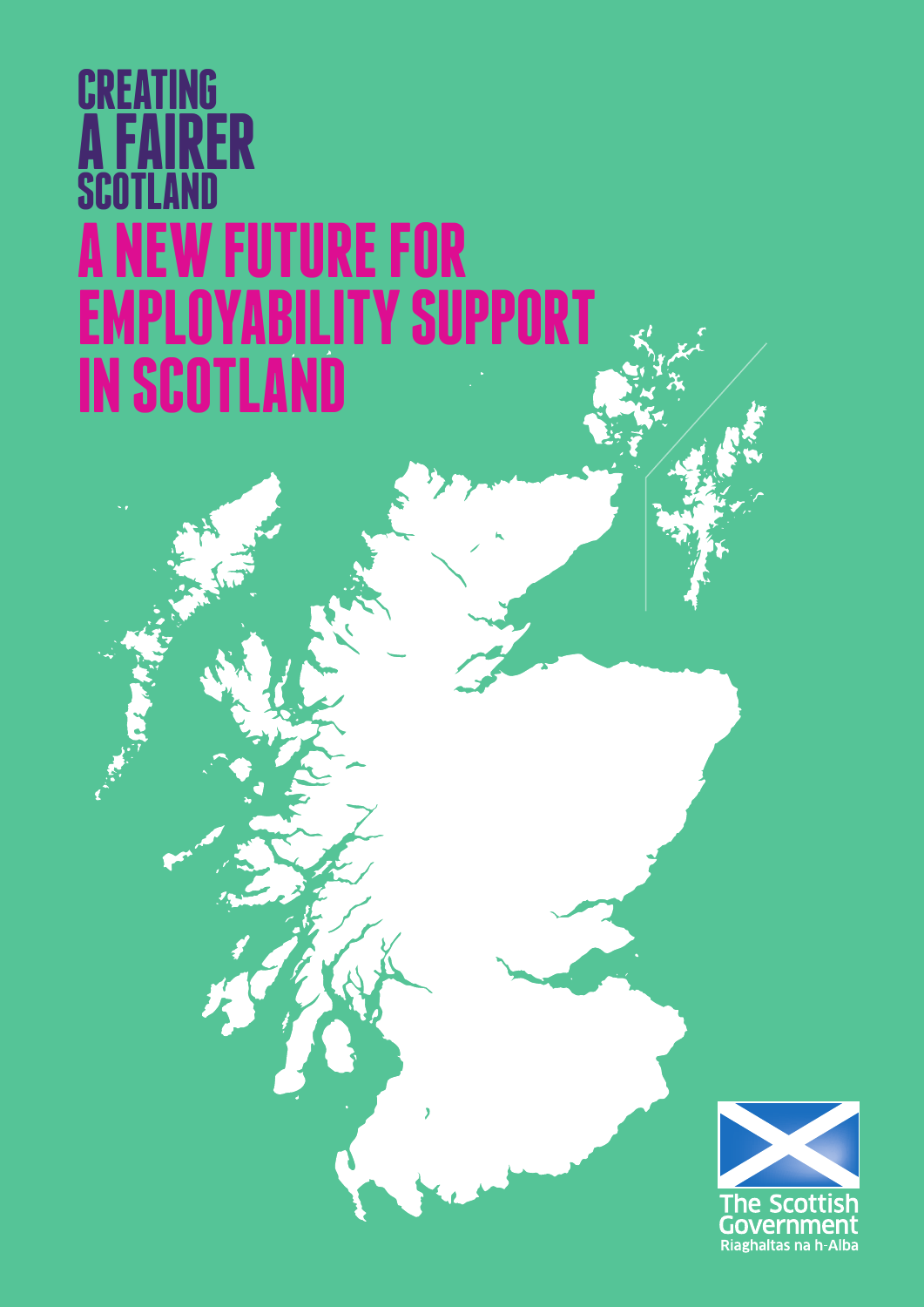# CREATING A FAIRER SCOTLAND

# A NEW FUTURE FOR EMPLOYABILITY SUPPORT IN SCOTLAND

The Scottish Government
Riaghaltas na h-Alba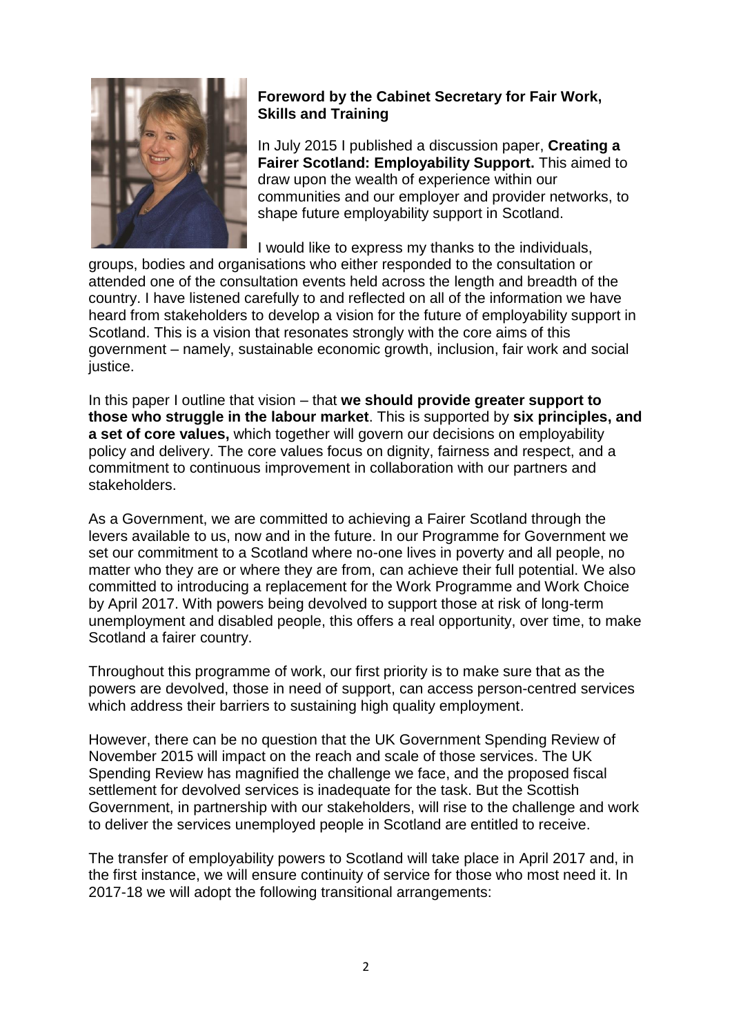## Foreword by the Cabinet Secretary for Fair Work, Skills and Training

In July 2015 I published a discussion paper, **Creating a Fairer Scotland: Employability Support.** This aimed to draw upon the wealth of experience within our communities and our employer and provider networks, to shape future employability support in Scotland.

I would like to express my thanks to the individuals, groups, bodies and organisations who either responded to the consultation or attended one of the consultation events held across the length and breadth of the country. I have listened carefully to and reflected on all of the information we have heard from stakeholders to develop a vision for the future of employability support in Scotland. This is a vision that resonates strongly with the core aims of this government – namely, sustainable economic growth, inclusion, fair work and social justice.

In this paper I outline that vision – that **we should provide greater support to those who struggle in the labour market**. This is supported by **six principles, and a set of core values,** which together will govern our decisions on employability policy and delivery. The core values focus on dignity, fairness and respect, and a commitment to continuous improvement in collaboration with our partners and stakeholders.

As a Government, we are committed to achieving a Fairer Scotland through the levers available to us, now and in the future. In our Programme for Government we set our commitment to a Scotland where no-one lives in poverty and all people, no matter who they are or where they are from, can achieve their full potential. We also committed to introducing a replacement for the Work Programme and Work Choice by April 2017. With powers being devolved to support those at risk of long-term unemployment and disabled people, this offers a real opportunity, over time, to make Scotland a fairer country.

Throughout this programme of work, our first priority is to make sure that as the powers are devolved, those in need of support, can access person-centred services which address their barriers to sustaining high quality employment.

However, there can be no question that the UK Government Spending Review of November 2015 will impact on the reach and scale of those services. The UK Spending Review has magnified the challenge we face, and the proposed fiscal settlement for devolved services is inadequate for the task. But the Scottish Government, in partnership with our stakeholders, will rise to the challenge and work to deliver the services unemployed people in Scotland are entitled to receive.

The transfer of employability powers to Scotland will take place in April 2017 and, in the first instance, we will ensure continuity of service for those who most need it. In 2017-18 we will adopt the following transitional arrangements: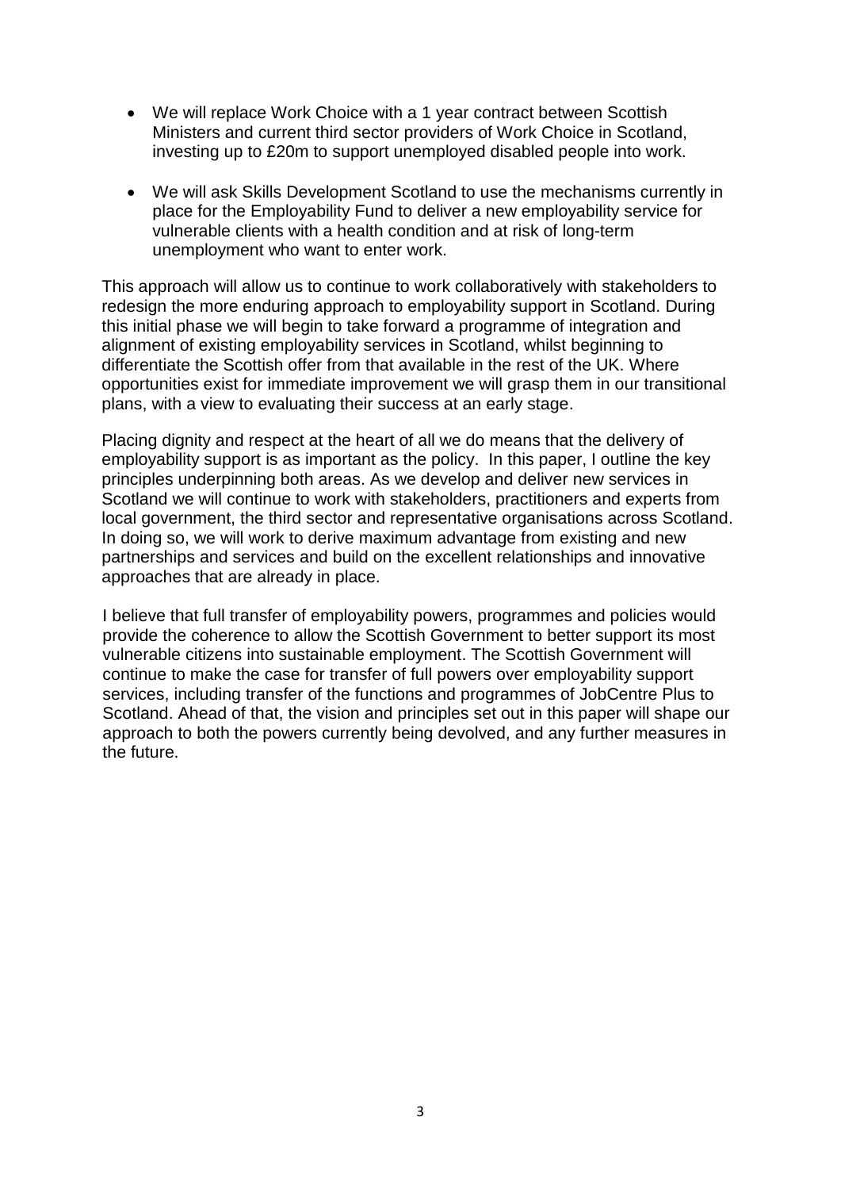- We will replace Work Choice with a 1 year contract between Scottish Ministers and current third sector providers of Work Choice in Scotland, investing up to £20m to support unemployed disabled people into work.
- We will ask Skills Development Scotland to use the mechanisms currently in place for the Employability Fund to deliver a new employability service for vulnerable clients with a health condition and at risk of long-term unemployment who want to enter work.

This approach will allow us to continue to work collaboratively with stakeholders to redesign the more enduring approach to employability support in Scotland. During this initial phase we will begin to take forward a programme of integration and alignment of existing employability services in Scotland, whilst beginning to differentiate the Scottish offer from that available in the rest of the UK. Where opportunities exist for immediate improvement we will grasp them in our transitional plans, with a view to evaluating their success at an early stage.

Placing dignity and respect at the heart of all we do means that the delivery of employability support is as important as the policy. In this paper, I outline the key principles underpinning both areas. As we develop and deliver new services in Scotland we will continue to work with stakeholders, practitioners and experts from local government, the third sector and representative organisations across Scotland. In doing so, we will work to derive maximum advantage from existing and new partnerships and services and build on the excellent relationships and innovative approaches that are already in place.

I believe that full transfer of employability powers, programmes and policies would provide the coherence to allow the Scottish Government to better support its most vulnerable citizens into sustainable employment. The Scottish Government will continue to make the case for transfer of full powers over employability support services, including transfer of the functions and programmes of JobCentre Plus to Scotland. Ahead of that, the vision and principles set out in this paper will shape our approach to both the powers currently being devolved, and any further measures in the future.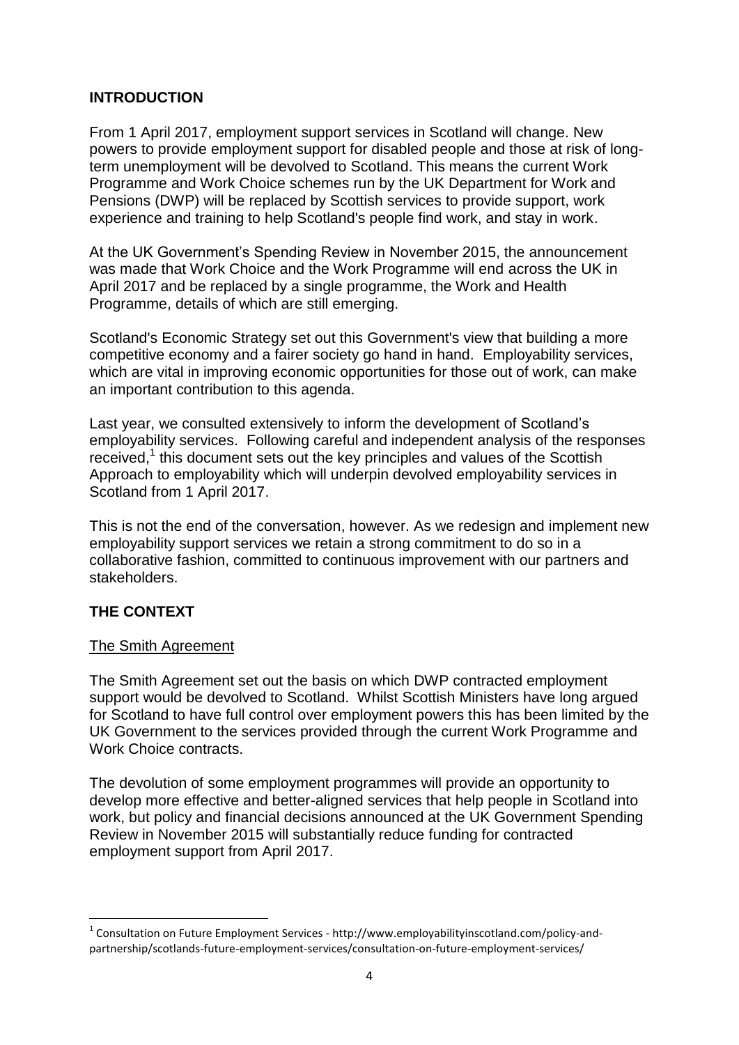## INTRODUCTION

From 1 April 2017, employment support services in Scotland will change. New powers to provide employment support for disabled people and those at risk of long-term unemployment will be devolved to Scotland. This means the current Work Programme and Work Choice schemes run by the UK Department for Work and Pensions (DWP) will be replaced by Scottish services to provide support, work experience and training to help Scotland's people find work, and stay in work.

At the UK Government's Spending Review in November 2015, the announcement was made that Work Choice and the Work Programme will end across the UK in April 2017 and be replaced by a single programme, the Work and Health Programme, details of which are still emerging.

Scotland's Economic Strategy set out this Government's view that building a more competitive economy and a fairer society go hand in hand. Employability services, which are vital in improving economic opportunities for those out of work, can make an important contribution to this agenda.

Last year, we consulted extensively to inform the development of Scotland's employability services. Following careful and independent analysis of the responses received,[1] this document sets out the key principles and values of the Scottish Approach to employability which will underpin devolved employability services in Scotland from 1 April 2017.

This is not the end of the conversation, however. As we redesign and implement new employability support services we retain a strong commitment to do so in a collaborative fashion, committed to continuous improvement with our partners and stakeholders.

## THE CONTEXT

### The Smith Agreement

The Smith Agreement set out the basis on which DWP contracted employment support would be devolved to Scotland. Whilst Scottish Ministers have long argued for Scotland to have full control over employment powers this has been limited by the UK Government to the services provided through the current Work Programme and Work Choice contracts.

The devolution of some employment programmes will provide an opportunity to develop more effective and better-aligned services that help people in Scotland into work, but policy and financial decisions announced at the UK Government Spending Review in November 2015 will substantially reduce funding for contracted employment support from April 2017.

---

[1] Consultation on Future Employment Services - http://www.employabilityinscotland.com/policy-and-partnership/scotlands-future-employment-services/consultation-on-future-employment-services/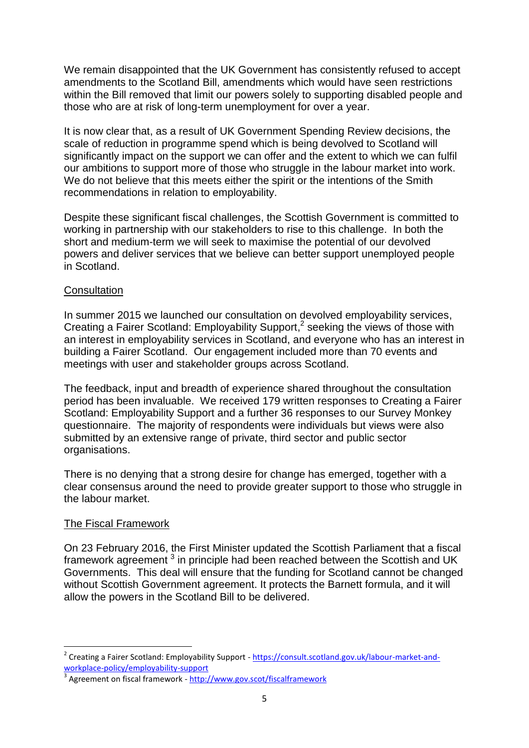We remain disappointed that the UK Government has consistently refused to accept amendments to the Scotland Bill, amendments which would have seen restrictions within the Bill removed that limit our powers solely to supporting disabled people and those who are at risk of long-term unemployment for over a year.

It is now clear that, as a result of UK Government Spending Review decisions, the scale of reduction in programme spend which is being devolved to Scotland will significantly impact on the support we can offer and the extent to which we can fulfil our ambitions to support more of those who struggle in the labour market into work. We do not believe that this meets either the spirit or the intentions of the Smith recommendations in relation to employability.

Despite these significant fiscal challenges, the Scottish Government is committed to working in partnership with our stakeholders to rise to this challenge. In both the short and medium-term we will seek to maximise the potential of our devolved powers and deliver services that we believe can better support unemployed people in Scotland.

## Consultation

In summer 2015 we launched our consultation on devolved employability services, Creating a Fairer Scotland: Employability Support,[2] seeking the views of those with an interest in employability services in Scotland, and everyone who has an interest in building a Fairer Scotland. Our engagement included more than 70 events and meetings with user and stakeholder groups across Scotland.

The feedback, input and breadth of experience shared throughout the consultation period has been invaluable. We received 179 written responses to Creating a Fairer Scotland: Employability Support and a further 36 responses to our Survey Monkey questionnaire. The majority of respondents were individuals but views were also submitted by an extensive range of private, third sector and public sector organisations.

There is no denying that a strong desire for change has emerged, together with a clear consensus around the need to provide greater support to those who struggle in the labour market.

## The Fiscal Framework

On 23 February 2016, the First Minister updated the Scottish Parliament that a fiscal framework agreement [3] in principle had been reached between the Scottish and UK Governments. This deal will ensure that the funding for Scotland cannot be changed without Scottish Government agreement. It protects the Barnett formula, and it will allow the powers in the Scotland Bill to be delivered.

---

[2] Creating a Fairer Scotland: Employability Support - https://consult.scotland.gov.uk/labour-market-and-workplace-policy/employability-support

[3] Agreement on fiscal framework - http://www.gov.scot/fiscalframework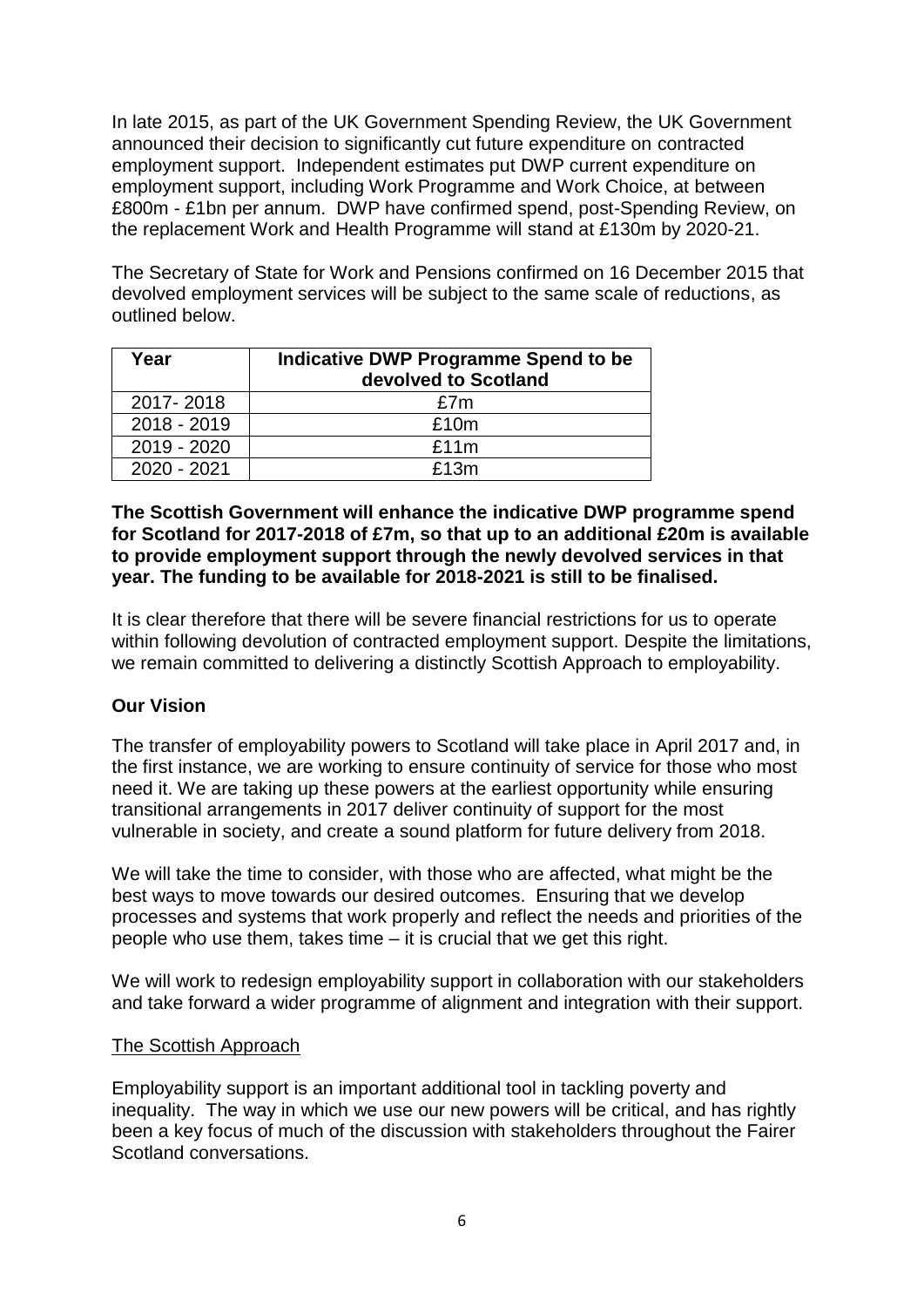In late 2015, as part of the UK Government Spending Review, the UK Government announced their decision to significantly cut future expenditure on contracted employment support. Independent estimates put DWP current expenditure on employment support, including Work Programme and Work Choice, at between £800m - £1bn per annum. DWP have confirmed spend, post-Spending Review, on the replacement Work and Health Programme will stand at £130m by 2020-21.

The Secretary of State for Work and Pensions confirmed on 16 December 2015 that devolved employment services will be subject to the same scale of reductions, as outlined below.

| Year | Indicative DWP Programme Spend to be devolved to Scotland |
|---|---|
| 2017- 2018 | £7m |
| 2018 - 2019 | £10m |
| 2019 - 2020 | £11m |
| 2020 - 2021 | £13m |

**The Scottish Government will enhance the indicative DWP programme spend for Scotland for 2017-2018 of £7m, so that up to an additional £20m is available to provide employment support through the newly devolved services in that year. The funding to be available for 2018-2021 is still to be finalised.**

It is clear therefore that there will be severe financial restrictions for us to operate within following devolution of contracted employment support. Despite the limitations, we remain committed to delivering a distinctly Scottish Approach to employability.

## Our Vision

The transfer of employability powers to Scotland will take place in April 2017 and, in the first instance, we are working to ensure continuity of service for those who most need it. We are taking up these powers at the earliest opportunity while ensuring transitional arrangements in 2017 deliver continuity of support for the most vulnerable in society, and create a sound platform for future delivery from 2018.

We will take the time to consider, with those who are affected, what might be the best ways to move towards our desired outcomes. Ensuring that we develop processes and systems that work properly and reflect the needs and priorities of the people who use them, takes time – it is crucial that we get this right.

We will work to redesign employability support in collaboration with our stakeholders and take forward a wider programme of alignment and integration with their support.

### The Scottish Approach

Employability support is an important additional tool in tackling poverty and inequality. The way in which we use our new powers will be critical, and has rightly been a key focus of much of the discussion with stakeholders throughout the Fairer Scotland conversations.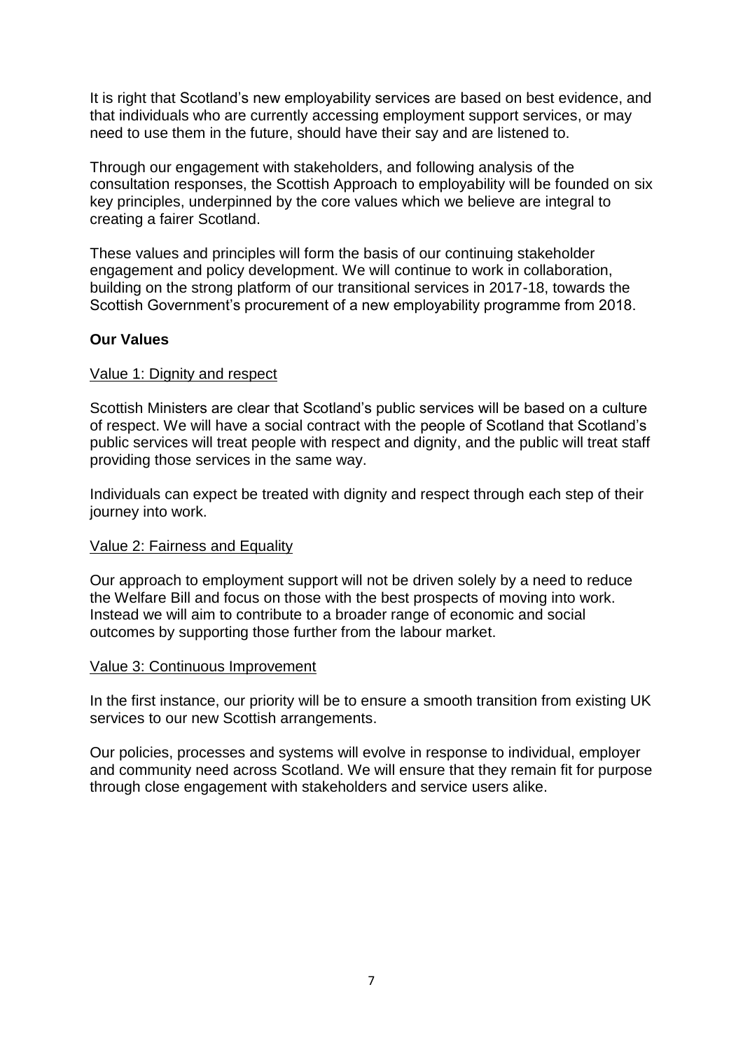It is right that Scotland's new employability services are based on best evidence, and that individuals who are currently accessing employment support services, or may need to use them in the future, should have their say and are listened to.

Through our engagement with stakeholders, and following analysis of the consultation responses, the Scottish Approach to employability will be founded on six key principles, underpinned by the core values which we believe are integral to creating a fairer Scotland.

These values and principles will form the basis of our continuing stakeholder engagement and policy development. We will continue to work in collaboration, building on the strong platform of our transitional services in 2017-18, towards the Scottish Government's procurement of a new employability programme from 2018.

## Our Values

### Value 1: Dignity and respect

Scottish Ministers are clear that Scotland's public services will be based on a culture of respect. We will have a social contract with the people of Scotland that Scotland's public services will treat people with respect and dignity, and the public will treat staff providing those services in the same way.

Individuals can expect be treated with dignity and respect through each step of their journey into work.

### Value 2: Fairness and Equality

Our approach to employment support will not be driven solely by a need to reduce the Welfare Bill and focus on those with the best prospects of moving into work. Instead we will aim to contribute to a broader range of economic and social outcomes by supporting those further from the labour market.

### Value 3: Continuous Improvement

In the first instance, our priority will be to ensure a smooth transition from existing UK services to our new Scottish arrangements.

Our policies, processes and systems will evolve in response to individual, employer and community need across Scotland. We will ensure that they remain fit for purpose through close engagement with stakeholders and service users alike.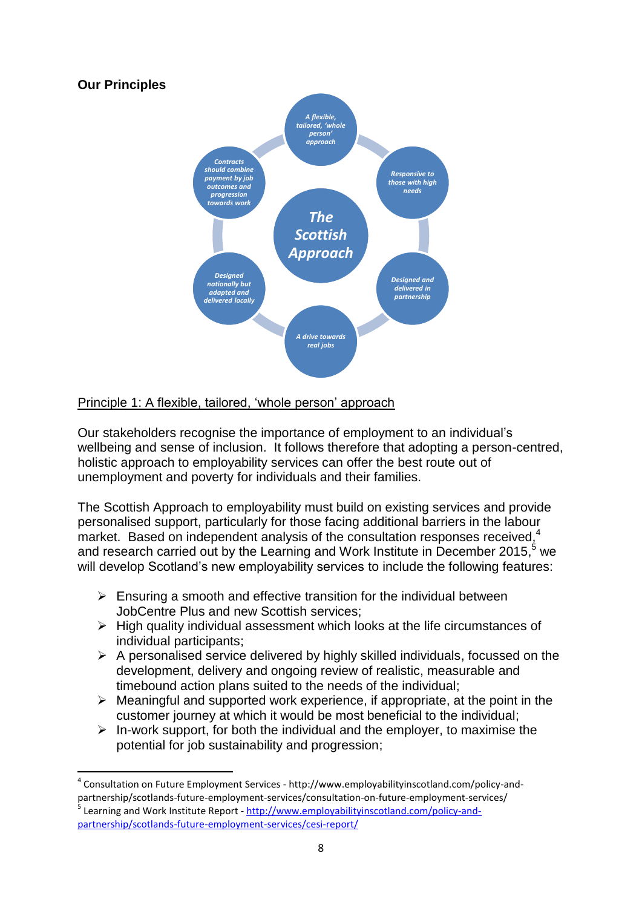## Our Principles

The Scottish Approach

- A flexible, tailored, 'whole person' approach
- Responsive to those with high needs
- Designed and delivered in partnership
- A drive towards real jobs
- Designed nationally but adapted and delivered locally
- Contracts should combine payment by job outcomes and progression towards work

### Principle 1: A flexible, tailored, 'whole person' approach

Our stakeholders recognise the importance of employment to an individual's wellbeing and sense of inclusion. It follows therefore that adopting a person-centred, holistic approach to employability services can offer the best route out of unemployment and poverty for individuals and their families.

The Scottish Approach to employability must build on existing services and provide personalised support, particularly for those facing additional barriers in the labour market. Based on independent analysis of the consultation responses received,[4] and research carried out by the Learning and Work Institute in December 2015,[5] we will develop Scotland's new employability services to include the following features:

- Ensuring a smooth and effective transition for the individual between JobCentre Plus and new Scottish services;
- High quality individual assessment which looks at the life circumstances of individual participants;
- A personalised service delivered by highly skilled individuals, focussed on the development, delivery and ongoing review of realistic, measurable and timebound action plans suited to the needs of the individual;
- Meaningful and supported work experience, if appropriate, at the point in the customer journey at which it would be most beneficial to the individual;
- In-work support, for both the individual and the employer, to maximise the potential for job sustainability and progression;

---

[4] Consultation on Future Employment Services - http://www.employabilityinscotland.com/policy-and-partnership/scotlands-future-employment-services/consultation-on-future-employment-services/

[5] Learning and Work Institute Report - http://www.employabilityinscotland.com/policy-and-partnership/scotlands-future-employment-services/cesi-report/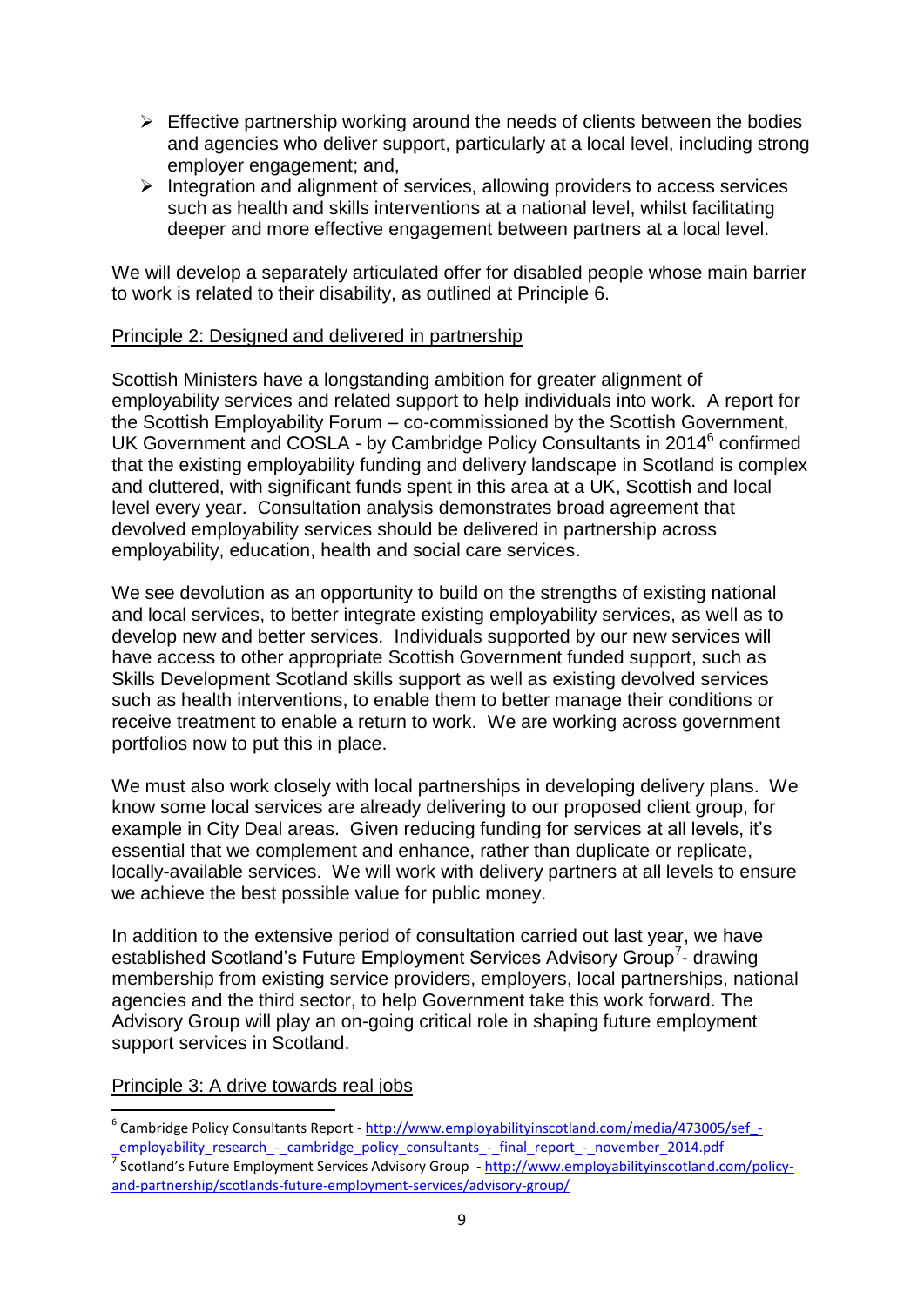- Effective partnership working around the needs of clients between the bodies and agencies who deliver support, particularly at a local level, including strong employer engagement; and,
- Integration and alignment of services, allowing providers to access services such as health and skills interventions at a national level, whilst facilitating deeper and more effective engagement between partners at a local level.

We will develop a separately articulated offer for disabled people whose main barrier to work is related to their disability, as outlined at Principle 6.

## Principle 2: Designed and delivered in partnership

Scottish Ministers have a longstanding ambition for greater alignment of employability services and related support to help individuals into work. A report for the Scottish Employability Forum – co-commissioned by the Scottish Government, UK Government and COSLA - by Cambridge Policy Consultants in 2014[6] confirmed that the existing employability funding and delivery landscape in Scotland is complex and cluttered, with significant funds spent in this area at a UK, Scottish and local level every year. Consultation analysis demonstrates broad agreement that devolved employability services should be delivered in partnership across employability, education, health and social care services.

We see devolution as an opportunity to build on the strengths of existing national and local services, to better integrate existing employability services, as well as to develop new and better services. Individuals supported by our new services will have access to other appropriate Scottish Government funded support, such as Skills Development Scotland skills support as well as existing devolved services such as health interventions, to enable them to better manage their conditions or receive treatment to enable a return to work. We are working across government portfolios now to put this in place.

We must also work closely with local partnerships in developing delivery plans. We know some local services are already delivering to our proposed client group, for example in City Deal areas. Given reducing funding for services at all levels, it's essential that we complement and enhance, rather than duplicate or replicate, locally-available services. We will work with delivery partners at all levels to ensure we achieve the best possible value for public money.

In addition to the extensive period of consultation carried out last year, we have established Scotland's Future Employment Services Advisory Group[7]- drawing membership from existing service providers, employers, local partnerships, national agencies and the third sector, to help Government take this work forward. The Advisory Group will play an on-going critical role in shaping future employment support services in Scotland.

## Principle 3: A drive towards real jobs

---

[6] Cambridge Policy Consultants Report - http://www.employabilityinscotland.com/media/473005/sef_-_employability_research_-_cambridge_policy_consultants_-_final_report_-_november_2014.pdf

[7] Scotland's Future Employment Services Advisory Group - http://www.employabilityinscotland.com/policy-and-partnership/scotlands-future-employment-services/advisory-group/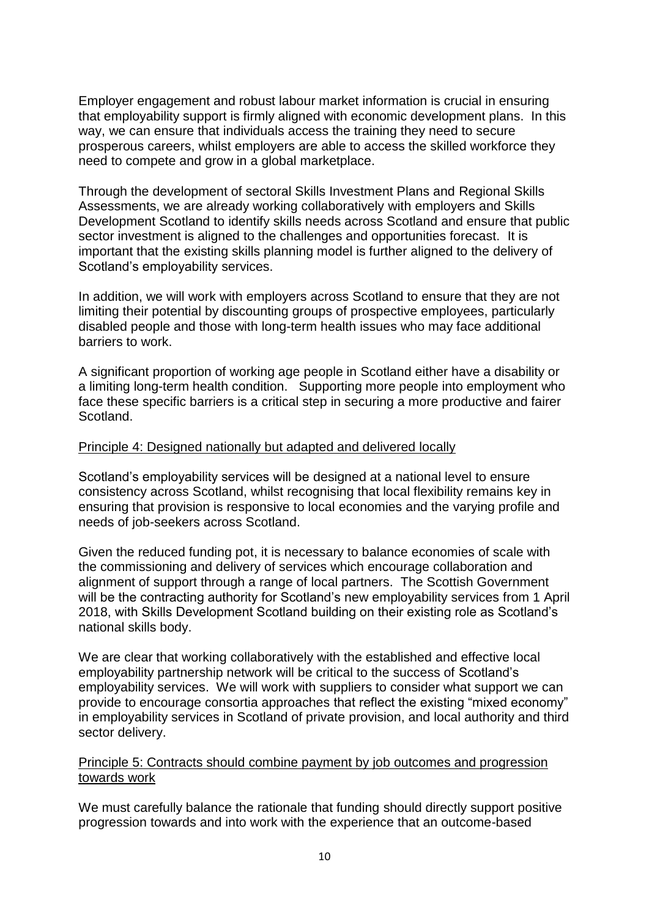Employer engagement and robust labour market information is crucial in ensuring that employability support is firmly aligned with economic development plans. In this way, we can ensure that individuals access the training they need to secure prosperous careers, whilst employers are able to access the skilled workforce they need to compete and grow in a global marketplace.

Through the development of sectoral Skills Investment Plans and Regional Skills Assessments, we are already working collaboratively with employers and Skills Development Scotland to identify skills needs across Scotland and ensure that public sector investment is aligned to the challenges and opportunities forecast. It is important that the existing skills planning model is further aligned to the delivery of Scotland's employability services.

In addition, we will work with employers across Scotland to ensure that they are not limiting their potential by discounting groups of prospective employees, particularly disabled people and those with long-term health issues who may face additional barriers to work.

A significant proportion of working age people in Scotland either have a disability or a limiting long-term health condition. Supporting more people into employment who face these specific barriers is a critical step in securing a more productive and fairer Scotland.

<u>Principle 4: Designed nationally but adapted and delivered locally</u>

Scotland's employability services will be designed at a national level to ensure consistency across Scotland, whilst recognising that local flexibility remains key in ensuring that provision is responsive to local economies and the varying profile and needs of job-seekers across Scotland.

Given the reduced funding pot, it is necessary to balance economies of scale with the commissioning and delivery of services which encourage collaboration and alignment of support through a range of local partners. The Scottish Government will be the contracting authority for Scotland's new employability services from 1 April 2018, with Skills Development Scotland building on their existing role as Scotland's national skills body.

We are clear that working collaboratively with the established and effective local employability partnership network will be critical to the success of Scotland's employability services. We will work with suppliers to consider what support we can provide to encourage consortia approaches that reflect the existing "mixed economy" in employability services in Scotland of private provision, and local authority and third sector delivery.

<u>Principle 5: Contracts should combine payment by job outcomes and progression towards work</u>

We must carefully balance the rationale that funding should directly support positive progression towards and into work with the experience that an outcome-based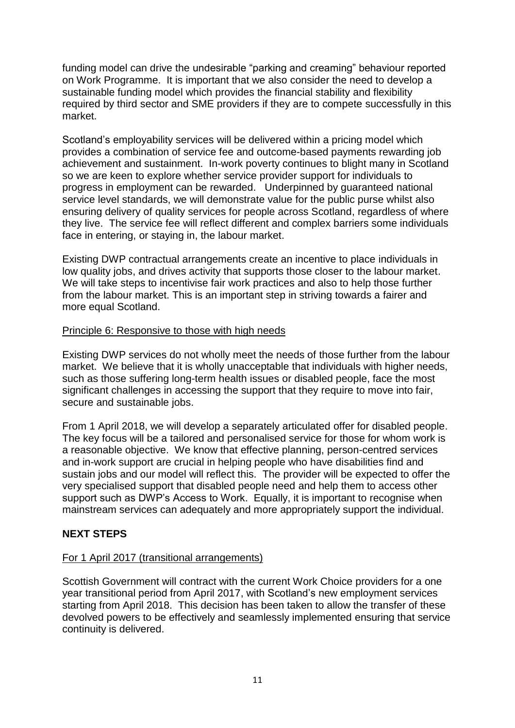funding model can drive the undesirable "parking and creaming" behaviour reported on Work Programme. It is important that we also consider the need to develop a sustainable funding model which provides the financial stability and flexibility required by third sector and SME providers if they are to compete successfully in this market.

Scotland's employability services will be delivered within a pricing model which provides a combination of service fee and outcome-based payments rewarding job achievement and sustainment. In-work poverty continues to blight many in Scotland so we are keen to explore whether service provider support for individuals to progress in employment can be rewarded. Underpinned by guaranteed national service level standards, we will demonstrate value for the public purse whilst also ensuring delivery of quality services for people across Scotland, regardless of where they live. The service fee will reflect different and complex barriers some individuals face in entering, or staying in, the labour market.

Existing DWP contractual arrangements create an incentive to place individuals in low quality jobs, and drives activity that supports those closer to the labour market. We will take steps to incentivise fair work practices and also to help those further from the labour market. This is an important step in striving towards a fairer and more equal Scotland.

Principle 6: Responsive to those with high needs

Existing DWP services do not wholly meet the needs of those further from the labour market. We believe that it is wholly unacceptable that individuals with higher needs, such as those suffering long-term health issues or disabled people, face the most significant challenges in accessing the support that they require to move into fair, secure and sustainable jobs.

From 1 April 2018, we will develop a separately articulated offer for disabled people. The key focus will be a tailored and personalised service for those for whom work is a reasonable objective. We know that effective planning, person-centred services and in-work support are crucial in helping people who have disabilities find and sustain jobs and our model will reflect this. The provider will be expected to offer the very specialised support that disabled people need and help them to access other support such as DWP's Access to Work. Equally, it is important to recognise when mainstream services can adequately and more appropriately support the individual.

## NEXT STEPS

For 1 April 2017 (transitional arrangements)

Scottish Government will contract with the current Work Choice providers for a one year transitional period from April 2017, with Scotland's new employment services starting from April 2018. This decision has been taken to allow the transfer of these devolved powers to be effectively and seamlessly implemented ensuring that service continuity is delivered.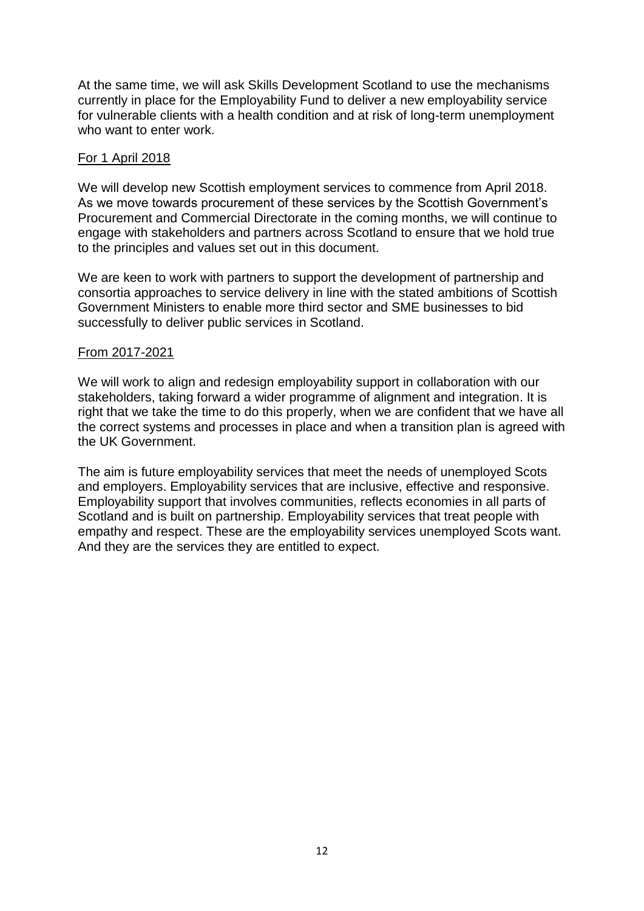At the same time, we will ask Skills Development Scotland to use the mechanisms currently in place for the Employability Fund to deliver a new employability service for vulnerable clients with a health condition and at risk of long-term unemployment who want to enter work.

<u>For 1 April 2018</u>

We will develop new Scottish employment services to commence from April 2018. As we move towards procurement of these services by the Scottish Government's Procurement and Commercial Directorate in the coming months, we will continue to engage with stakeholders and partners across Scotland to ensure that we hold true to the principles and values set out in this document.

We are keen to work with partners to support the development of partnership and consortia approaches to service delivery in line with the stated ambitions of Scottish Government Ministers to enable more third sector and SME businesses to bid successfully to deliver public services in Scotland.

<u>From 2017-2021</u>

We will work to align and redesign employability support in collaboration with our stakeholders, taking forward a wider programme of alignment and integration. It is right that we take the time to do this properly, when we are confident that we have all the correct systems and processes in place and when a transition plan is agreed with the UK Government.

The aim is future employability services that meet the needs of unemployed Scots and employers. Employability services that are inclusive, effective and responsive. Employability support that involves communities, reflects economies in all parts of Scotland and is built on partnership. Employability services that treat people with empathy and respect. These are the employability services unemployed Scots want. And they are the services they are entitled to expect.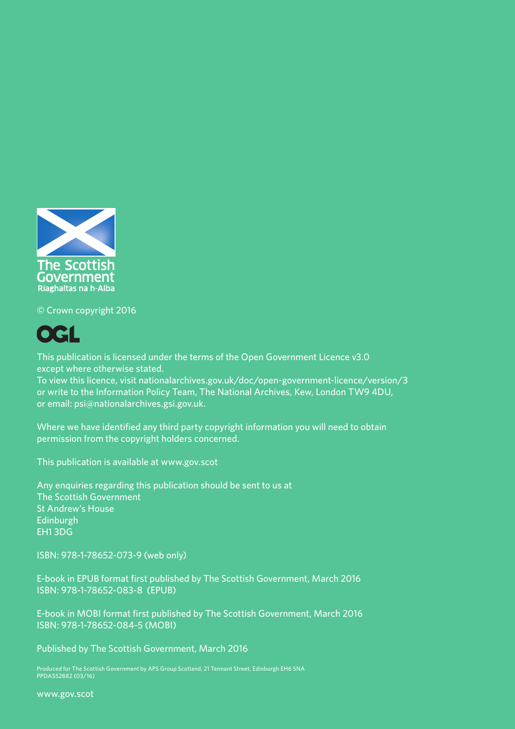The Scottish Government
Riaghaltas na h-Alba

© Crown copyright 2016

OGL

This publication is licensed under the terms of the Open Government Licence v3.0 except where otherwise stated.
To view this licence, visit nationalarchives.gov.uk/doc/open-government-licence/version/3 or write to the Information Policy Team, The National Archives, Kew, London TW9 4DU, or email: psi@nationalarchives.gsi.gov.uk.

Where we have identified any third party copyright information you will need to obtain permission from the copyright holders concerned.

This publication is available at www.gov.scot

Any enquiries regarding this publication should be sent to us at
The Scottish Government
St Andrew's House
Edinburgh
EH1 3DG

ISBN: 978-1-78652-073-9 (web only)

E-book in EPUB format first published by The Scottish Government, March 2016
ISBN: 978-1-78652-083-8 (EPUB)

E-book in MOBI format first published by The Scottish Government, March 2016
ISBN: 978-1-78652-084-5 (MOBI)

Published by The Scottish Government, March 2016

Produced for The Scottish Government by APS Group Scotland, 21 Tennant Street, Edinburgh EH6 5NA
PPDAS52882 (03/16)

www.gov.scot